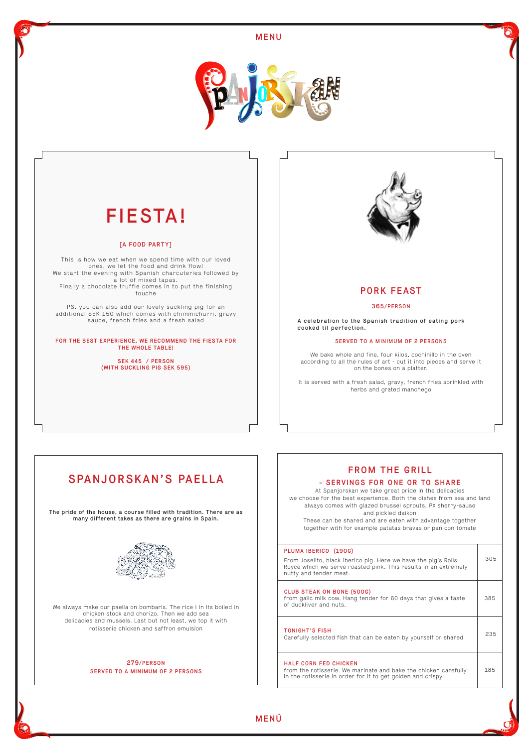MENU

# SPANJORSKAN

## FIESTA!

**[A FOOD PARTY]**

This is how we eat when we spend time with our loved ones, we let the food and drink flow!
We start the evening with Spanish charcuteries followed by a lot of mixed tapas.
Finally a chocolate truffle comes in to put the finishing touche

PS. you can also add our lovely suckling pig for an additional SEK 150 which comes with chimmichurri, gravy sauce, french fries and a fresh salad

**FOR THE BEST EXPERIENCE, WE RECOMMEND THE FIESTA FOR THE WHOLE TABLE!**

**SEK 445 / PERSON**
**(WITH SUCKLING PIG SEK 595)**

## PORK FEAST

**365/PERSON**

**A celebration to the Spanish tradition of eating pork cooked til perfection.**

**SERVED TO A MINIMUM OF 2 PERSONS**

We bake whole and fine, four kilos, cochinillo in the oven according to all the rules of art - cut it into pieces and serve it on the bones on a platter.

It is served with a fresh salad, gravy, french fries sprinkled with herbs and grated manchego

## SPANJORSKAN'S PAELLA

**The pride of the house, a course filled with tradition. There are as many different takes as there are grains in Spain.**

We always make our paella on bombaris. The rice i in its boiled in chicken stock and chorizo. Then we add sea delicacies and mussels. Last but not least, we top it with rotisserie chicken and saffron emulsion

**279/PERSON**
**SERVED TO A MINIMUM OF 2 PERSONS**

## FROM THE GRILL

### - SERVINGS FOR ONE OR TO SHARE

At Spanjorskan we take great pride in the delicacies we choose for the best experience. Both the dishes from sea and land always comes with glazed brussel sprouts, PX sherry-sause and pickled daikon
These can be shared and are eaten with advantage together together with for example patatas bravas or pan con tomate

| Dish | Price |
|---|---|
| **PLUMA IBERICO (190G)**<br>From Joselito, black iberico pig. Here we have the pig's Rolls Royce which we serve roasted pink. This results in an extremely nutty and tender meat. | 305 |
| **CLUB STEAK ON BONE (500G)**<br>from galic milk cow. Hang tender for 60 days that gives a taste of duckliver and nuts. | 385 |
| **TONIGHT'S FISH**<br>Carefully selected fish that can be eaten by yourself or shared | 235 |
| **HALF CORN FED CHICKEN**<br>from the rotisserie. We marinate and bake the chicken carefully in the rotisserie in order for it to get golden and crispy. | 185 |

MENÚ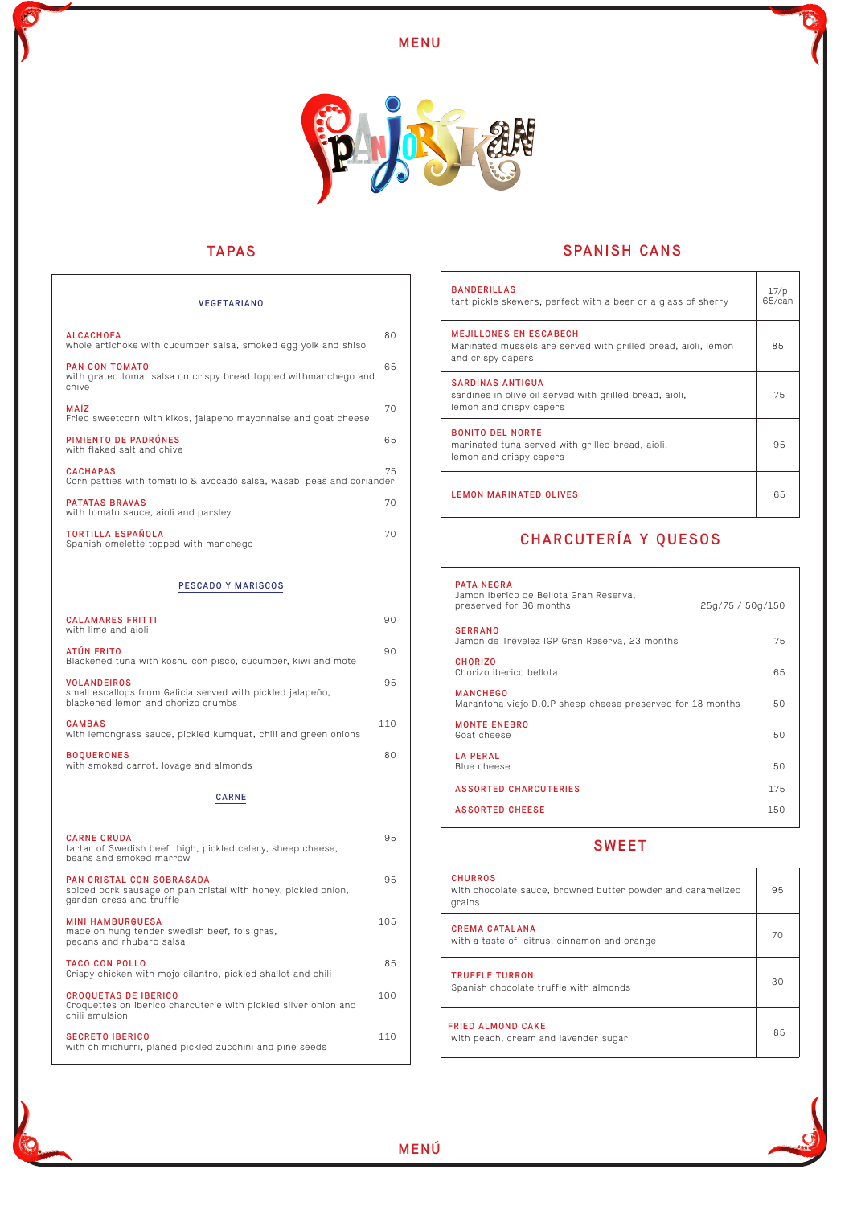# MENU

## TAPAS

### VEGETARIANO

**ALCACHOFA** — 80
whole artichoke with cucumber salsa, smoked egg yolk and shiso

**PAN CON TOMATO** — 65
with grated tomat salsa on crispy bread topped withmanchego and chive

**MAÍZ** — 70
Fried sweetcorn with kikos, jalapeno mayonnaise and goat cheese

**PIMIENTO DE PADRÓNES** — 65
with flaked salt and chive

**CACHAPAS** — 75
Corn patties with tomatillo & avocado salsa, wasabi peas and coriander

**PATATAS BRAVAS** — 70
with tomato sauce, aioli and parsley

**TORTILLA ESPAÑOLA** — 70
Spanish omelette topped with manchego

### PESCADO Y MARISCOS

**CALAMARES FRITTI** — 90
with lime and aioli

**ATÚN FRITO** — 90
Blackened tuna with koshu con pisco, cucumber, kiwi and mote

**VOLANDEIROS** — 95
small escallops from Galicia served with pickled jalapeño, blackened lemon and chorizo crumbs

**GAMBAS** — 110
with lemongrass sauce, pickled kumquat, chili and green onions

**BOQUERONES** — 80
with smoked carrot, lovage and almonds

### CARNE

**CARNE CRUDA** — 95
tartar of Swedish beef thigh, pickled celery, sheep cheese, beans and smoked marrow

**PAN CRISTAL CON SOBRASADA** — 95
spiced pork sausage on pan cristal with honey, pickled onion, garden cress and truffle

**MINI HAMBURGUESA** — 105
made on hung tender swedish beef, fois gras, pecans and rhubarb salsa

**TACO CON POLLO** — 85
Crispy chicken with mojo cilantro, pickled shallot and chili

**CROQUETAS DE IBERICO** — 100
Croquettes on iberico charcuterie with pickled silver onion and chili emulsion

**SECRETO IBERICO** — 110
with chimichurri, planed pickled zucchini and pine seeds

## SPANISH CANS

| | |
|---|---|
| **BANDERILLAS**<br>tart pickle skewers, perfect with a beer or a glass of sherry | 17/p<br>65/can |
| **MEJILLONES EN ESCABECH**<br>Marinated mussels are served with grilled bread, aioli, lemon and crispy capers | 85 |
| **SARDINAS ANTIGUA**<br>sardines in olive oil served with grilled bread, aioli, lemon and crispy capers | 75 |
| **BONITO DEL NORTE**<br>marinated tuna served with grilled bread, aioli, lemon and crispy capers | 95 |
| **LEMON MARINATED OLIVES** | 65 |

## CHARCUTERÍA Y QUESOS

**PATA NEGRA** — 25g/75 / 50g/150
Jamon Iberico de Bellota Gran Reserva, preserved for 36 months

**SERRANO** — 75
Jamon de Trevelez IGP Gran Reserva, 23 months

**CHORIZO** — 65
Chorizo iberico bellota

**MANCHEGO** — 50
Marantona viejo D.O.P sheep cheese preserved for 18 months

**MONTE ENEBRO** — 50
Goat cheese

**LA PERAL** — 50
Blue cheese

**ASSORTED CHARCUTERIES** — 175

**ASSORTED CHEESE** — 150

## SWEET

| | |
|---|---|
| **CHURROS**<br>with chocolate sauce, browned butter powder and caramelized grains | 95 |
| **CREMA CATALANA**<br>with a taste of citrus, cinnamon and orange | 70 |
| **TRUFFLE TURRON**<br>Spanish chocolate truffle with almonds | 30 |
| **FRIED ALMOND CAKE**<br>with peach, cream and lavender sugar | 85 |

MENÚ